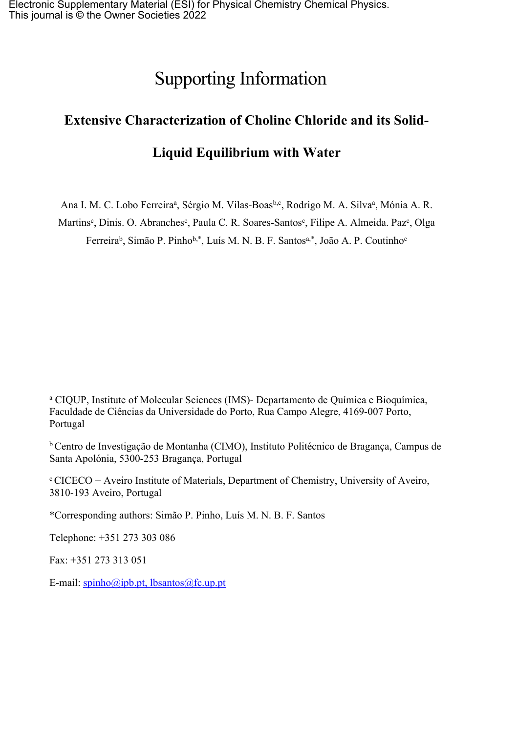Electronic Supplementary Material (ESI) for Physical Chemistry Chemical Physics.
This journal is © the Owner Societies 2022

# Supporting Information

## Extensive Characterization of Choline Chloride and its Solid-Liquid Equilibrium with Water

Ana I. M. C. Lobo Ferreira[a], Sérgio M. Vilas-Boas[b,c], Rodrigo M. A. Silva[a], Mónia A. R. Martins[c], Dinis. O. Abranches[c], Paula C. R. Soares-Santos[c], Filipe A. Almeida. Paz[c], Olga Ferreira[b], Simão P. Pinho[b,*], Luís M. N. B. F. Santos[a,*], João A. P. Coutinho[c]

[a] CIQUP, Institute of Molecular Sciences (IMS)- Departamento de Química e Bioquímica, Faculdade de Ciências da Universidade do Porto, Rua Campo Alegre, 4169-007 Porto, Portugal

[b] Centro de Investigação de Montanha (CIMO), Instituto Politécnico de Bragança, Campus de Santa Apolónia, 5300-253 Bragança, Portugal

[c] CICECO − Aveiro Institute of Materials, Department of Chemistry, University of Aveiro, 3810-193 Aveiro, Portugal

*Corresponding authors: Simão P. Pinho, Luís M. N. B. F. Santos

Telephone: +351 273 303 086

Fax: +351 273 313 051

E-mail: spinho@ipb.pt, lbsantos@fc.up.pt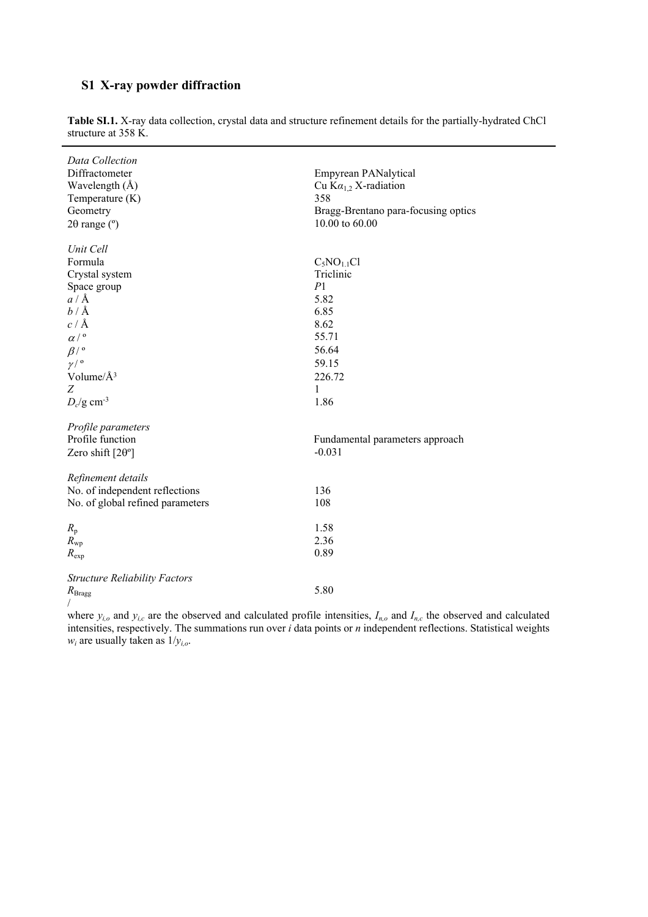## S1 X-ray powder diffraction

**Table SI.1.** X-ray data collection, crystal data and structure refinement details for the partially-hydrated ChCl structure at 358 K.

| | |
|---|---|
| *Data Collection* | |
| Diffractometer | Empyrean PANalytical |
| Wavelength (Å) | Cu K$\alpha_{1,2}$ X-radiation |
| Temperature (K) | 358 |
| Geometry | Bragg-Brentano para-focusing optics |
| 2θ range (º) | 10.00 to 60.00 |
| *Unit Cell* | |
| Formula | $C_5NO_{1.1}Cl$ |
| Crystal system | Triclinic |
| Space group | *P*1 |
| $a$ / Å | 5.82 |
| $b$ / Å | 6.85 |
| $c$ / Å | 8.62 |
| $\alpha$ / º | 55.71 |
| $\beta$ / º | 56.64 |
| $\gamma$ / º | 59.15 |
| Volume/Å$^3$ | 226.72 |
| $Z$ | 1 |
| $D_c$/g cm$^{-3}$ | 1.86 |
| *Profile parameters* | |
| Profile function | Fundamental parameters approach |
| Zero shift [2θº] | -0.031 |
| *Refinement details* | |
| No. of independent reflections | 136 |
| No. of global refined parameters | 108 |
| $R_p$ | 1.58 |
| $R_{wp}$ | 2.36 |
| $R_{exp}$ | 0.89 |
| *Structure Reliability Factors* | |
| $R_{Bragg}$ | 5.80 |

/

where $y_{i,o}$ and $y_{i,c}$ are the observed and calculated profile intensities, $I_{n,o}$ and $I_{n,c}$ the observed and calculated intensities, respectively. The summations run over $i$ data points or $n$ independent reflections. Statistical weights $w_i$ are usually taken as $1/y_{i,o}$.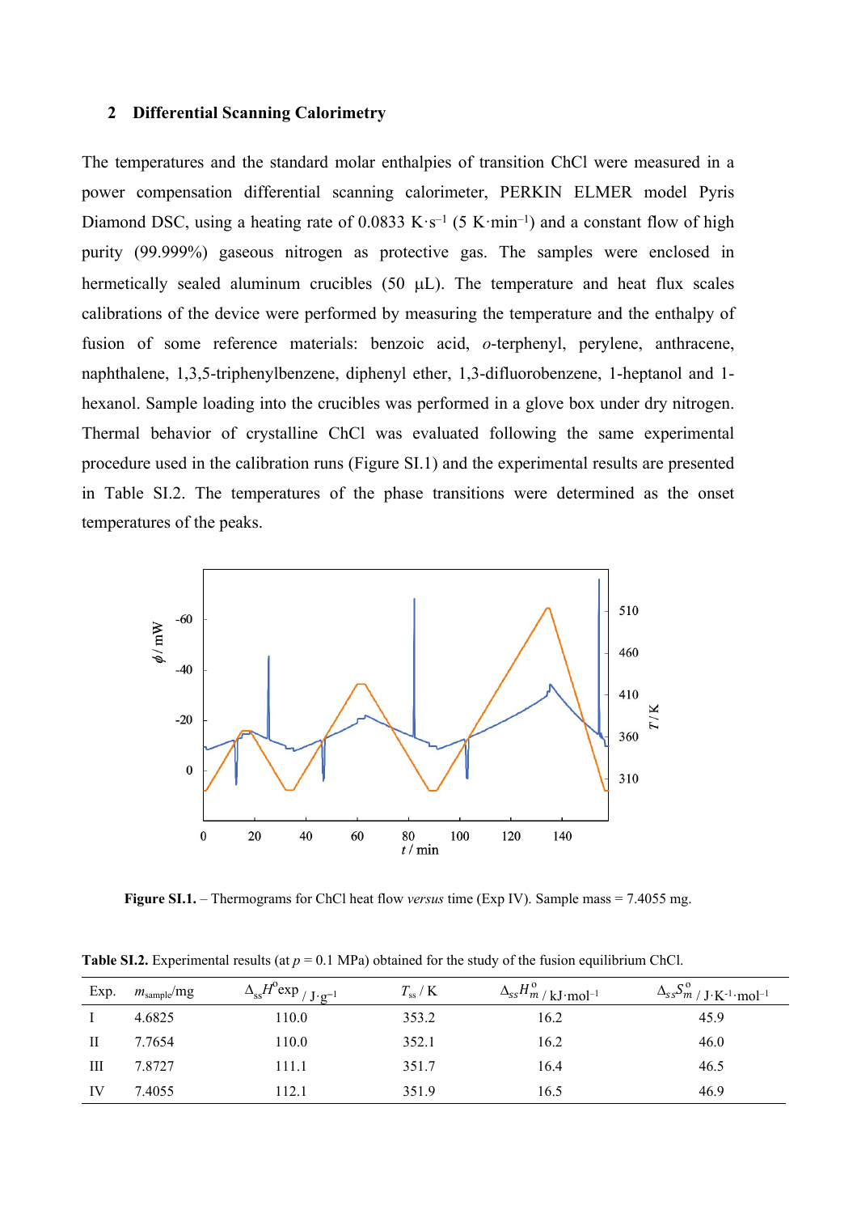## 2 Differential Scanning Calorimetry

The temperatures and the standard molar enthalpies of transition ChCl were measured in a power compensation differential scanning calorimeter, PERKIN ELMER model Pyris Diamond DSC, using a heating rate of 0.0833 K·s$^{-1}$ (5 K·min$^{-1}$) and a constant flow of high purity (99.999%) gaseous nitrogen as protective gas. The samples were enclosed in hermetically sealed aluminum crucibles (50 μL). The temperature and heat flux scales calibrations of the device were performed by measuring the temperature and the enthalpy of fusion of some reference materials: benzoic acid, *o*-terphenyl, perylene, anthracene, naphthalene, 1,3,5-triphenylbenzene, diphenyl ether, 1,3-difluorobenzene, 1-heptanol and 1-hexanol. Sample loading into the crucibles was performed in a glove box under dry nitrogen. Thermal behavior of crystalline ChCl was evaluated following the same experimental procedure used in the calibration runs (Figure SI.1) and the experimental results are presented in Table SI.2. The temperatures of the phase transitions were determined as the onset temperatures of the peaks.

**Figure SI.1.** – Thermograms for ChCl heat flow *versus* time (Exp IV). Sample mass = 7.4055 mg.

**Table SI.2.** Experimental results (at $p$ = 0.1 MPa) obtained for the study of the fusion equilibrium ChCl.

| Exp. | $m_{sample}$/mg | $\Delta_{ss}H^{o}exp$ / J·g$^{-1}$ | $T_{ss}$ / K | $\Delta_{ss}H_{m}^{o}$ / kJ·mol$^{-1}$ | $\Delta_{ss}S_{m}^{o}$ / J·K$^{-1}$·mol$^{-1}$ |
|---|---|---|---|---|---|
| I | 4.6825 | 110.0 | 353.2 | 16.2 | 45.9 |
| II | 7.7654 | 110.0 | 352.1 | 16.2 | 46.0 |
| III | 7.8727 | 111.1 | 351.7 | 16.4 | 46.5 |
| IV | 7.4055 | 112.1 | 351.9 | 16.5 | 46.9 |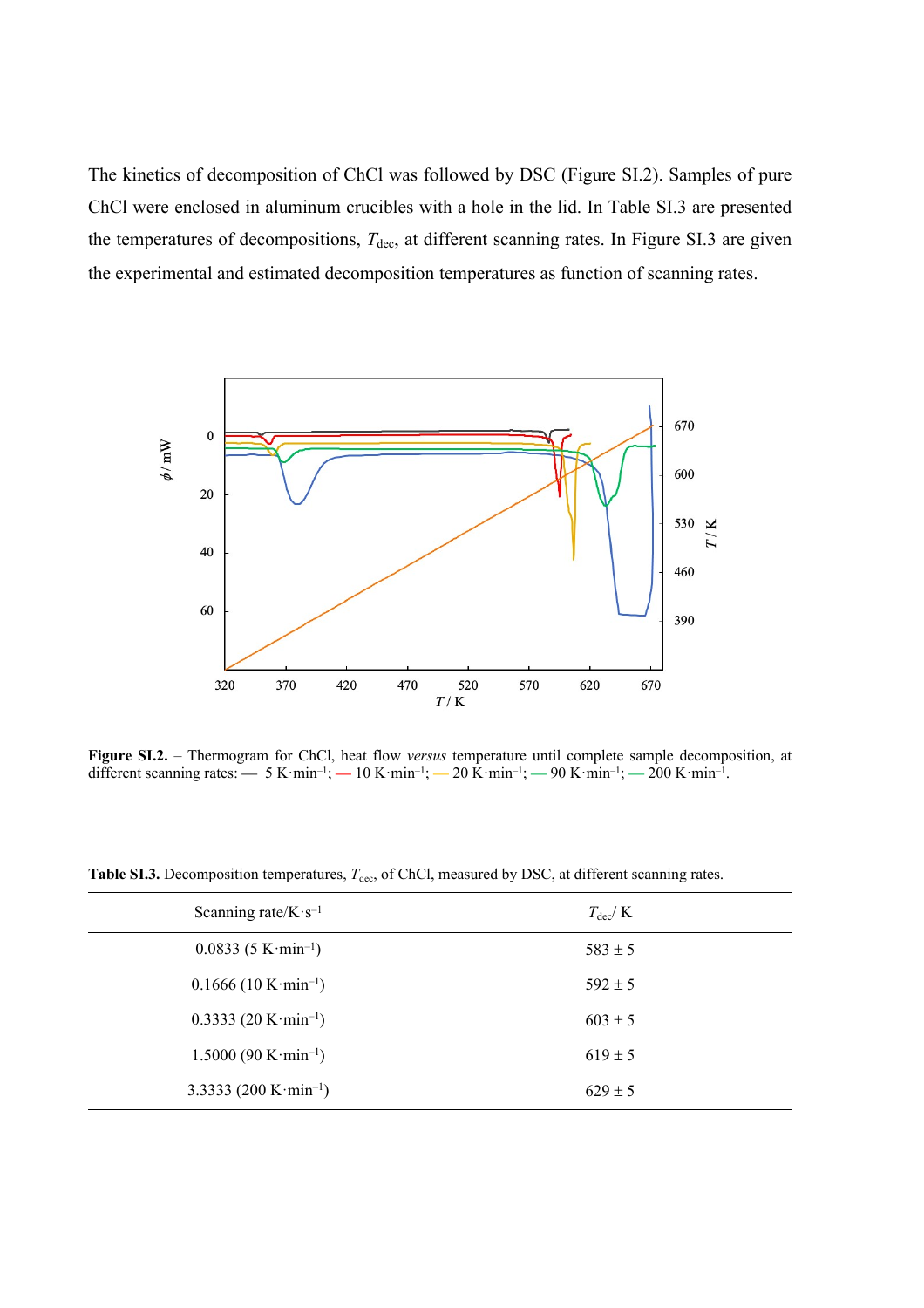The kinetics of decomposition of ChCl was followed by DSC (Figure SI.2). Samples of pure ChCl were enclosed in aluminum crucibles with a hole in the lid. In Table SI.3 are presented the temperatures of decompositions, $T_{dec}$, at different scanning rates. In Figure SI.3 are given the experimental and estimated decomposition temperatures as function of scanning rates.

**Figure SI.2.** – Thermogram for ChCl, heat flow *versus* temperature until complete sample decomposition, at different scanning rates: — 5 K·min$^{-1}$; — 10 K·min$^{-1}$; — 20 K·min$^{-1}$; — 90 K·min$^{-1}$; — 200 K·min$^{-1}$.

**Table SI.3.** Decomposition temperatures, $T_{dec}$, of ChCl, measured by DSC, at different scanning rates.

| Scanning rate/K·s$^{-1}$ | $T_{dec}$/ K |
|---|---|
| 0.0833 (5 K·min$^{-1}$) | 583 ± 5 |
| 0.1666 (10 K·min$^{-1}$) | 592 ± 5 |
| 0.3333 (20 K·min$^{-1}$) | 603 ± 5 |
| 1.5000 (90 K·min$^{-1}$) | 619 ± 5 |
| 3.3333 (200 K·min$^{-1}$) | 629 ± 5 |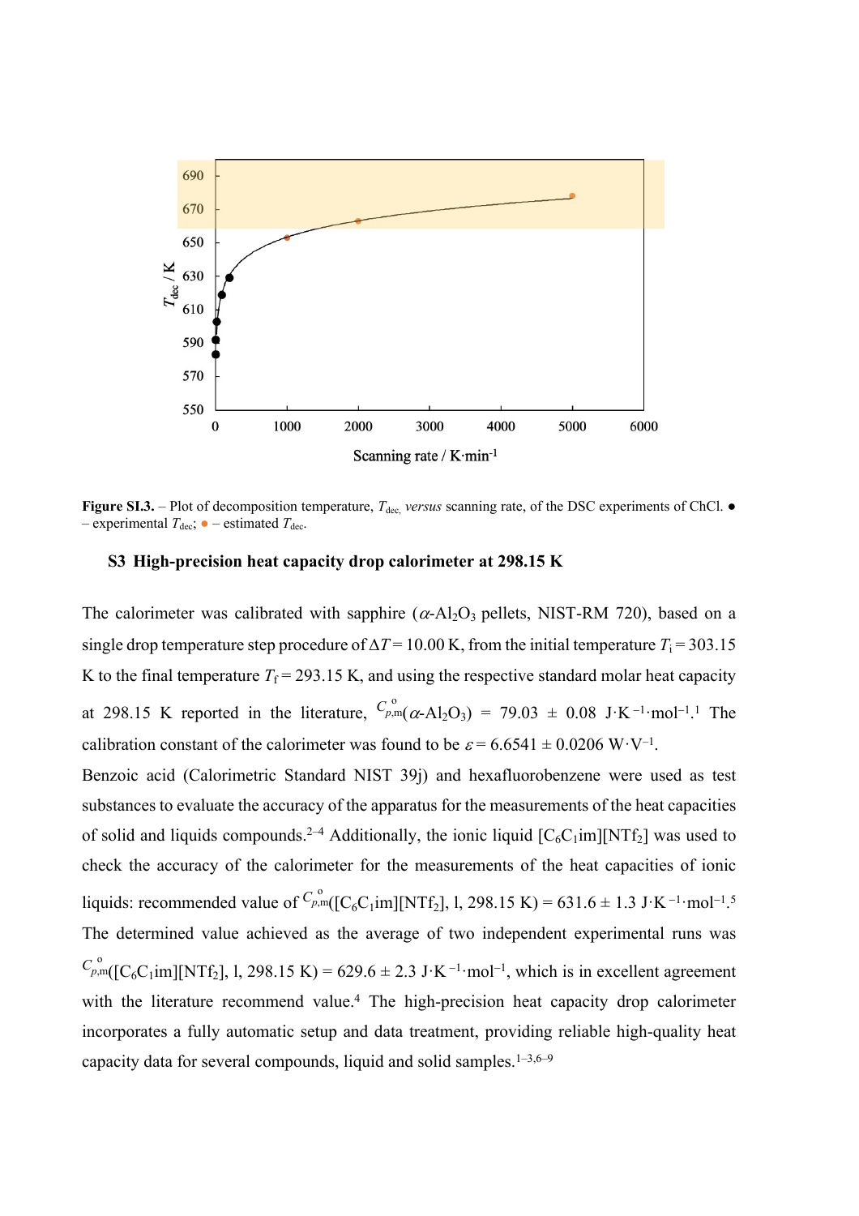**Figure SI.3.** – Plot of decomposition temperature, $T_{dec,}$ *versus* scanning rate, of the DSC experiments of ChCl. ● – experimental $T_{dec}$; ● – estimated $T_{dec}$.

## S3 High-precision heat capacity drop calorimeter at 298.15 K

The calorimeter was calibrated with sapphire ($\alpha$-$Al_2O_3$ pellets, NIST-RM 720), based on a single drop temperature step procedure of $\Delta T = 10.00$ K, from the initial temperature $T_i = 303.15$ K to the final temperature $T_f = 293.15$ K, and using the respective standard molar heat capacity at 298.15 K reported in the literature, $C^{o}_{p,m}$($\alpha$-$Al_2O_3$) = 79.03 ± 0.08 J·K$^{-1}$·mol$^{-1}$.[1] The calibration constant of the calorimeter was found to be $\varepsilon = 6.6541 \pm 0.0206$ W·V$^{-1}$.

Benzoic acid (Calorimetric Standard NIST 39j) and hexafluorobenzene were used as test substances to evaluate the accuracy of the apparatus for the measurements of the heat capacities of solid and liquids compounds.[2–4] Additionally, the ionic liquid [$C_6C_1$im][$NTf_2$] was used to check the accuracy of the calorimeter for the measurements of the heat capacities of ionic liquids: recommended value of $C^{o}_{p,m}$([$C_6C_1$im][$NTf_2$], l, 298.15 K) = 631.6 ± 1.3 J·K$^{-1}$·mol$^{-1}$.[5] The determined value achieved as the average of two independent experimental runs was $C^{o}_{p,m}$([$C_6C_1$im][$NTf_2$], l, 298.15 K) = 629.6 ± 2.3 J·K$^{-1}$·mol$^{-1}$, which is in excellent agreement with the literature recommend value.[4] The high-precision heat capacity drop calorimeter incorporates a fully automatic setup and data treatment, providing reliable high-quality heat capacity data for several compounds, liquid and solid samples.[1–3,6–9]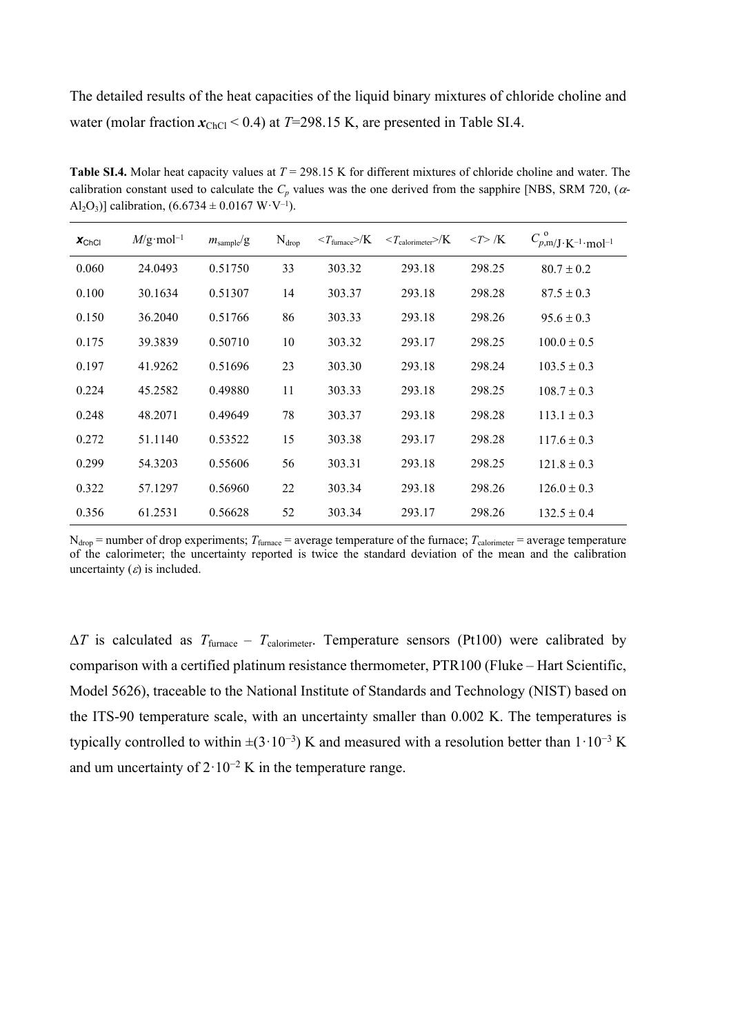The detailed results of the heat capacities of the liquid binary mixtures of chloride choline and water (molar fraction $\boldsymbol{x}_{\mathrm{ChCl}} < 0.4$) at $T$=298.15 K, are presented in Table SI.4.

**Table SI.4.** Molar heat capacity values at $T$ = 298.15 K for different mixtures of chloride choline and water. The calibration constant used to calculate the $C_p$ values was the one derived from the sapphire [NBS, SRM 720, ($\alpha$-$Al_2O_3$)] calibration, ($6.6734 \pm 0.0167$ W·V$^{-1}$).

| $\boldsymbol{x}_{\mathrm{ChCl}}$ | $M$/g·mol$^{-1}$ | $m_{\mathrm{sample}}$/g | $\mathrm{N_{drop}}$ | $\langle T_{\mathrm{furnace}}\rangle$/K | $\langle T_{\mathrm{calorimeter}}\rangle$/K | $\langle T\rangle$ /K | $C^{\circ}_{p,\mathrm{m}}$/J·K$^{-1}$·mol$^{-1}$ |
|---|---|---|---|---|---|---|---|
| 0.060 | 24.0493 | 0.51750 | 33 | 303.32 | 293.18 | 298.25 | 80.7 ± 0.2 |
| 0.100 | 30.1634 | 0.51307 | 14 | 303.37 | 293.18 | 298.28 | 87.5 ± 0.3 |
| 0.150 | 36.2040 | 0.51766 | 86 | 303.33 | 293.18 | 298.26 | 95.6 ± 0.3 |
| 0.175 | 39.3839 | 0.50710 | 10 | 303.32 | 293.17 | 298.25 | 100.0 ± 0.5 |
| 0.197 | 41.9262 | 0.51696 | 23 | 303.30 | 293.18 | 298.24 | 103.5 ± 0.3 |
| 0.224 | 45.2582 | 0.49880 | 11 | 303.33 | 293.18 | 298.25 | 108.7 ± 0.3 |
| 0.248 | 48.2071 | 0.49649 | 78 | 303.37 | 293.18 | 298.28 | 113.1 ± 0.3 |
| 0.272 | 51.1140 | 0.53522 | 15 | 303.38 | 293.17 | 298.28 | 117.6 ± 0.3 |
| 0.299 | 54.3203 | 0.55606 | 56 | 303.31 | 293.18 | 298.25 | 121.8 ± 0.3 |
| 0.322 | 57.1297 | 0.56960 | 22 | 303.34 | 293.18 | 298.26 | 126.0 ± 0.3 |
| 0.356 | 61.2531 | 0.56628 | 52 | 303.34 | 293.17 | 298.26 | 132.5 ± 0.4 |

$\mathrm{N_{drop}}$ = number of drop experiments; $T_{\mathrm{furnace}}$ = average temperature of the furnace; $T_{\mathrm{calorimeter}}$ = average temperature of the calorimeter; the uncertainty reported is twice the standard deviation of the mean and the calibration uncertainty ($\varepsilon$) is included.

$\Delta T$ is calculated as $T_{\mathrm{furnace}} - T_{\mathrm{calorimeter}}$. Temperature sensors (Pt100) were calibrated by comparison with a certified platinum resistance thermometer, PTR100 (Fluke – Hart Scientific, Model 5626), traceable to the National Institute of Standards and Technology (NIST) based on the ITS-90 temperature scale, with an uncertainty smaller than 0.002 K. The temperatures is typically controlled to within $\pm(3\cdot10^{-3})$ K and measured with a resolution better than $1\cdot10^{-3}$ K and um uncertainty of $2\cdot10^{-2}$ K in the temperature range.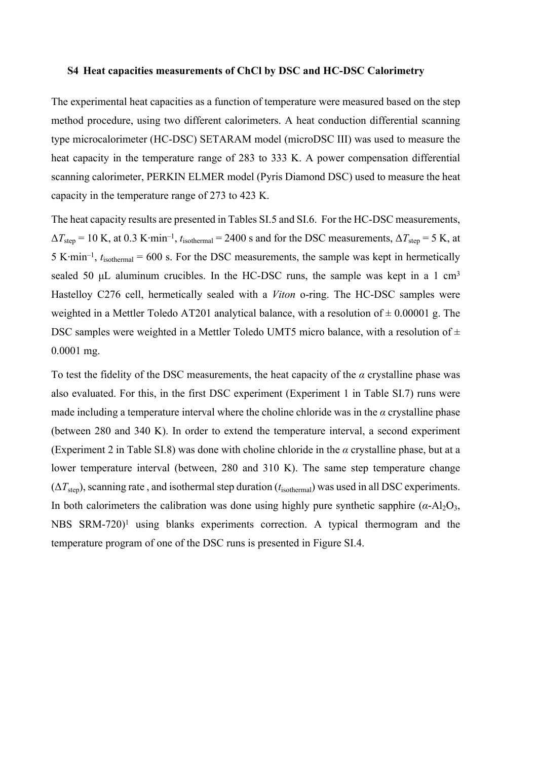### S4 Heat capacities measurements of ChCl by DSC and HC-DSC Calorimetry

The experimental heat capacities as a function of temperature were measured based on the step method procedure, using two different calorimeters. A heat conduction differential scanning type microcalorimeter (HC-DSC) SETARAM model (microDSC III) was used to measure the heat capacity in the temperature range of 283 to 333 K. A power compensation differential scanning calorimeter, PERKIN ELMER model (Pyris Diamond DSC) used to measure the heat capacity in the temperature range of 273 to 423 K.

The heat capacity results are presented in Tables SI.5 and SI.6. For the HC-DSC measurements, $\Delta T_{step}$ = 10 K, at 0.3 K·min$^{-1}$, $t_{isothermal}$ = 2400 s and for the DSC measurements, $\Delta T_{step}$ = 5 K, at 5 K·min$^{-1}$, $t_{isothermal}$ = 600 s. For the DSC measurements, the sample was kept in hermetically sealed 50 μL aluminum crucibles. In the HC-DSC runs, the sample was kept in a 1 cm$^3$ Hastelloy C276 cell, hermetically sealed with a *Viton* o-ring. The HC-DSC samples were weighted in a Mettler Toledo AT201 analytical balance, with a resolution of ± 0.00001 g. The DSC samples were weighted in a Mettler Toledo UMT5 micro balance, with a resolution of ± 0.0001 mg.

To test the fidelity of the DSC measurements, the heat capacity of the *α* crystalline phase was also evaluated. For this, in the first DSC experiment (Experiment 1 in Table SI.7) runs were made including a temperature interval where the choline chloride was in the *α* crystalline phase (between 280 and 340 K). In order to extend the temperature interval, a second experiment (Experiment 2 in Table SI.8) was done with choline chloride in the *α* crystalline phase, but at a lower temperature interval (between, 280 and 310 K). The same step temperature change ($\Delta T_{step}$), scanning rate , and isothermal step duration ($t_{isothermal}$) was used in all DSC experiments. In both calorimeters the calibration was done using highly pure synthetic sapphire ($\alpha$-$Al_2O_3$, NBS SRM-720)[1] using blanks experiments correction. A typical thermogram and the temperature program of one of the DSC runs is presented in Figure SI.4.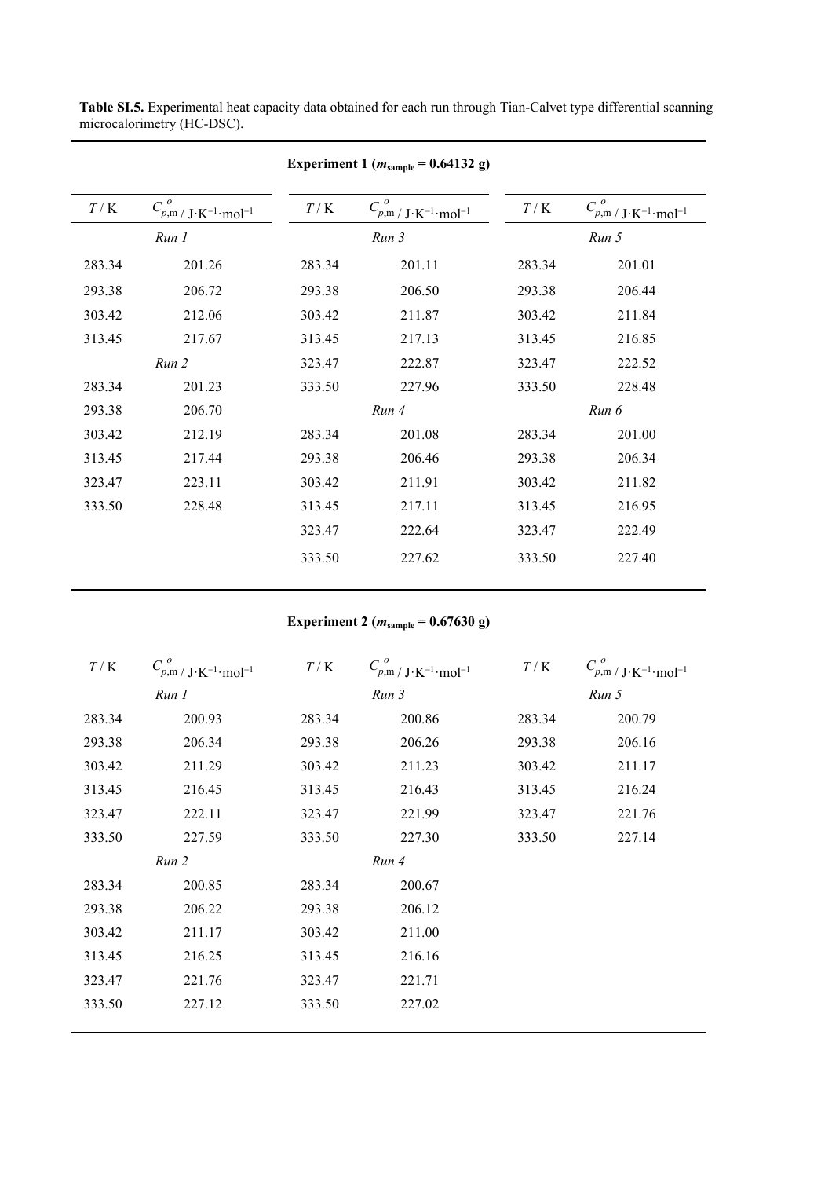**Table SI.5.** Experimental heat capacity data obtained for each run through Tian-Calvet type differential scanning microcalorimetry (HC-DSC).

**Experiment 1 ($m_{\text{sample}}$ = 0.64132 g)**

| $T$ / K | $C_{p,\text{m}}^{o}$ / J·K$^{-1}$·mol$^{-1}$ | $T$ / K | $C_{p,\text{m}}^{o}$ / J·K$^{-1}$·mol$^{-1}$ | $T$ / K | $C_{p,\text{m}}^{o}$ / J·K$^{-1}$·mol$^{-1}$ |
|---|---|---|---|---|---|
| | *Run 1* | | *Run 3* | | *Run 5* |
| 283.34 | 201.26 | 283.34 | 201.11 | 283.34 | 201.01 |
| 293.38 | 206.72 | 293.38 | 206.50 | 293.38 | 206.44 |
| 303.42 | 212.06 | 303.42 | 211.87 | 303.42 | 211.84 |
| 313.45 | 217.67 | 313.45 | 217.13 | 313.45 | 216.85 |
| | *Run 2* | 323.47 | 222.87 | 323.47 | 222.52 |
| 283.34 | 201.23 | 333.50 | 227.96 | 333.50 | 228.48 |
| 293.38 | 206.70 | | *Run 4* | | *Run 6* |
| 303.42 | 212.19 | 283.34 | 201.08 | 283.34 | 201.00 |
| 313.45 | 217.44 | 293.38 | 206.46 | 293.38 | 206.34 |
| 323.47 | 223.11 | 303.42 | 211.91 | 303.42 | 211.82 |
| 333.50 | 228.48 | 313.45 | 217.11 | 313.45 | 216.95 |
| | | 323.47 | 222.64 | 323.47 | 222.49 |
| | | 333.50 | 227.62 | 333.50 | 227.40 |

**Experiment 2 ($m_{\text{sample}}$ = 0.67630 g)**

| $T$ / K | $C_{p,\text{m}}^{o}$ / J·K$^{-1}$·mol$^{-1}$ | $T$ / K | $C_{p,\text{m}}^{o}$ / J·K$^{-1}$·mol$^{-1}$ | $T$ / K | $C_{p,\text{m}}^{o}$ / J·K$^{-1}$·mol$^{-1}$ |
|---|---|---|---|---|---|
| | *Run 1* | | *Run 3* | | *Run 5* |
| 283.34 | 200.93 | 283.34 | 200.86 | 283.34 | 200.79 |
| 293.38 | 206.34 | 293.38 | 206.26 | 293.38 | 206.16 |
| 303.42 | 211.29 | 303.42 | 211.23 | 303.42 | 211.17 |
| 313.45 | 216.45 | 313.45 | 216.43 | 313.45 | 216.24 |
| 323.47 | 222.11 | 323.47 | 221.99 | 323.47 | 221.76 |
| 333.50 | 227.59 | 333.50 | 227.30 | 333.50 | 227.14 |
| | *Run 2* | | *Run 4* | | |
| 283.34 | 200.85 | 283.34 | 200.67 | | |
| 293.38 | 206.22 | 293.38 | 206.12 | | |
| 303.42 | 211.17 | 303.42 | 211.00 | | |
| 313.45 | 216.25 | 313.45 | 216.16 | | |
| 323.47 | 221.76 | 323.47 | 221.71 | | |
| 333.50 | 227.12 | 333.50 | 227.02 | | |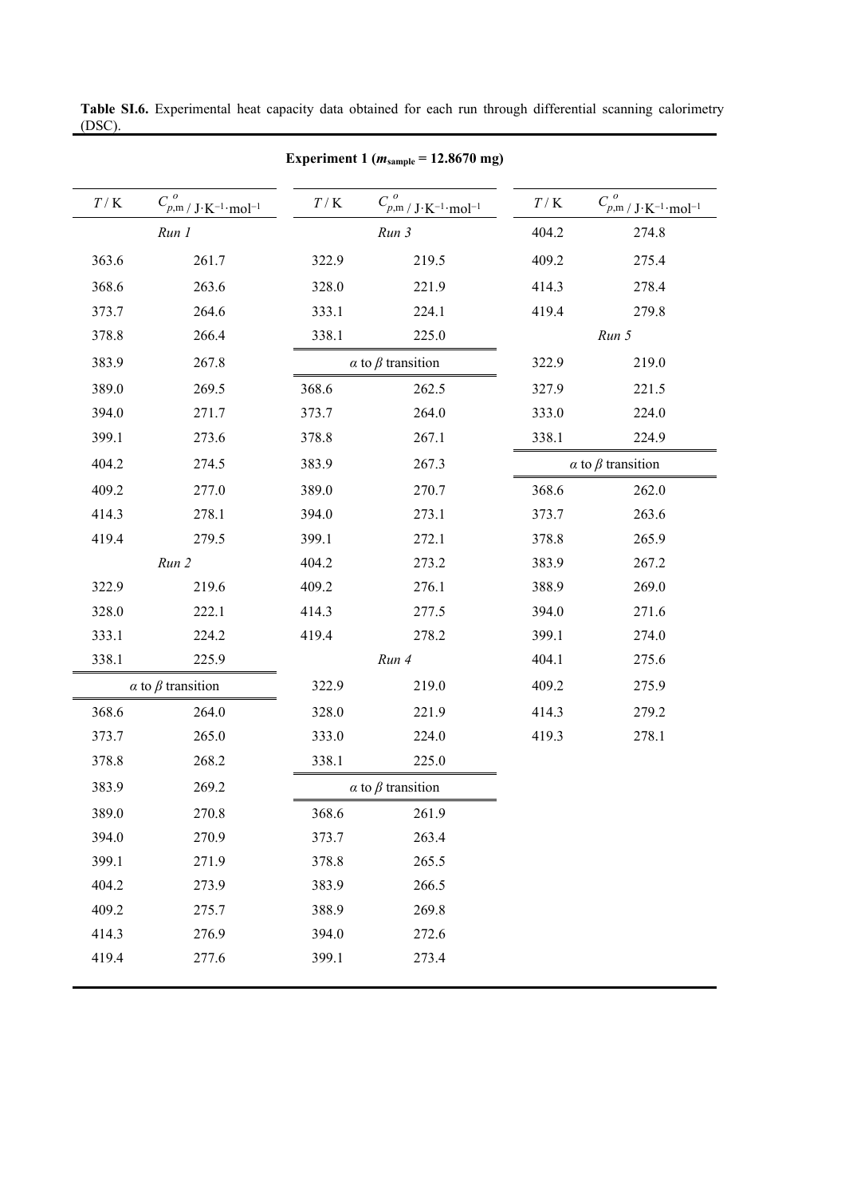**Table SI.6.** Experimental heat capacity data obtained for each run through differential scanning calorimetry (DSC).

**Experiment 1 ($m_{sample}$ = 12.8670 mg)**

| $T$ / K | $C_{p,m}^{o}$ / J·K$^{-1}$·mol$^{-1}$ | $T$ / K | $C_{p,m}^{o}$ / J·K$^{-1}$·mol$^{-1}$ | $T$ / K | $C_{p,m}^{o}$ / J·K$^{-1}$·mol$^{-1}$ |
|---|---|---|---|---|---|
| *Run 1* | | *Run 3* | | 404.2 | 274.8 |
| 363.6 | 261.7 | 322.9 | 219.5 | 409.2 | 275.4 |
| 368.6 | 263.6 | 328.0 | 221.9 | 414.3 | 278.4 |
| 373.7 | 264.6 | 333.1 | 224.1 | 419.4 | 279.8 |
| 378.8 | 266.4 | 338.1 | 225.0 | *Run 5* | |
| 383.9 | 267.8 | $\alpha$ to $\beta$ transition | | 322.9 | 219.0 |
| 389.0 | 269.5 | 368.6 | 262.5 | 327.9 | 221.5 |
| 394.0 | 271.7 | 373.7 | 264.0 | 333.0 | 224.0 |
| 399.1 | 273.6 | 378.8 | 267.1 | 338.1 | 224.9 |
| 404.2 | 274.5 | 383.9 | 267.3 | $\alpha$ to $\beta$ transition | |
| 409.2 | 277.0 | 389.0 | 270.7 | 368.6 | 262.0 |
| 414.3 | 278.1 | 394.0 | 273.1 | 373.7 | 263.6 |
| 419.4 | 279.5 | 399.1 | 272.1 | 378.8 | 265.9 |
| *Run 2* | | 404.2 | 273.2 | 383.9 | 267.2 |
| 322.9 | 219.6 | 409.2 | 276.1 | 388.9 | 269.0 |
| 328.0 | 222.1 | 414.3 | 277.5 | 394.0 | 271.6 |
| 333.1 | 224.2 | 419.4 | 278.2 | 399.1 | 274.0 |
| 338.1 | 225.9 | *Run 4* | | 404.1 | 275.6 |
| $\alpha$ to $\beta$ transition | | 322.9 | 219.0 | 409.2 | 275.9 |
| 368.6 | 264.0 | 328.0 | 221.9 | 414.3 | 279.2 |
| 373.7 | 265.0 | 333.0 | 224.0 | 419.3 | 278.1 |
| 378.8 | 268.2 | 338.1 | 225.0 | | |
| 383.9 | 269.2 | $\alpha$ to $\beta$ transition | | | |
| 389.0 | 270.8 | 368.6 | 261.9 | | |
| 394.0 | 270.9 | 373.7 | 263.4 | | |
| 399.1 | 271.9 | 378.8 | 265.5 | | |
| 404.2 | 273.9 | 383.9 | 266.5 | | |
| 409.2 | 275.7 | 388.9 | 269.8 | | |
| 414.3 | 276.9 | 394.0 | 272.6 | | |
| 419.4 | 277.6 | 399.1 | 273.4 | | |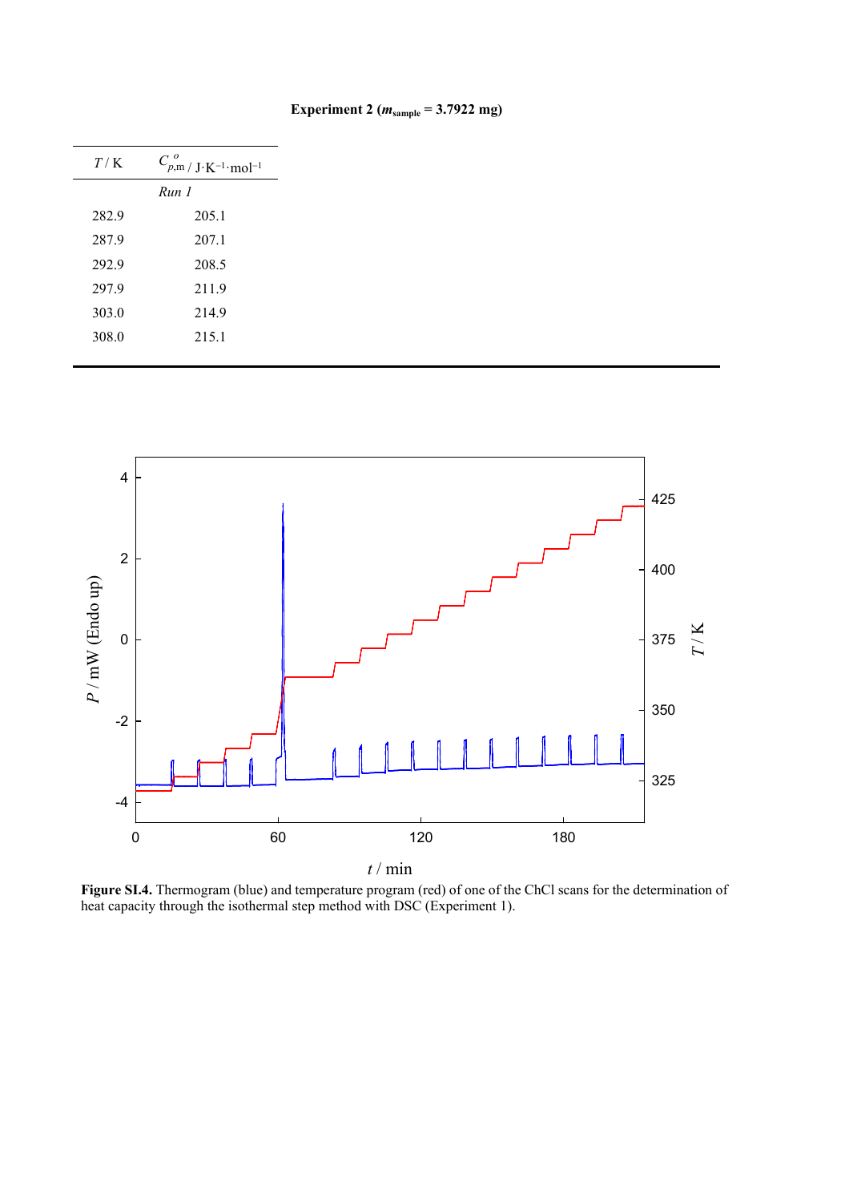**Experiment 2 ($m_{sample}$ = 3.7922 mg)**

| $T$ / K | $C_{p,m}^{o}$ / J·K$^{-1}$·mol$^{-1}$ |
|---|---|
| | *Run 1* |
| 282.9 | 205.1 |
| 287.9 | 207.1 |
| 292.9 | 208.5 |
| 297.9 | 211.9 |
| 303.0 | 214.9 |
| 308.0 | 215.1 |

**Figure SI.4.** Thermogram (blue) and temperature program (red) of one of the ChCl scans for the determination of heat capacity through the isothermal step method with DSC (Experiment 1).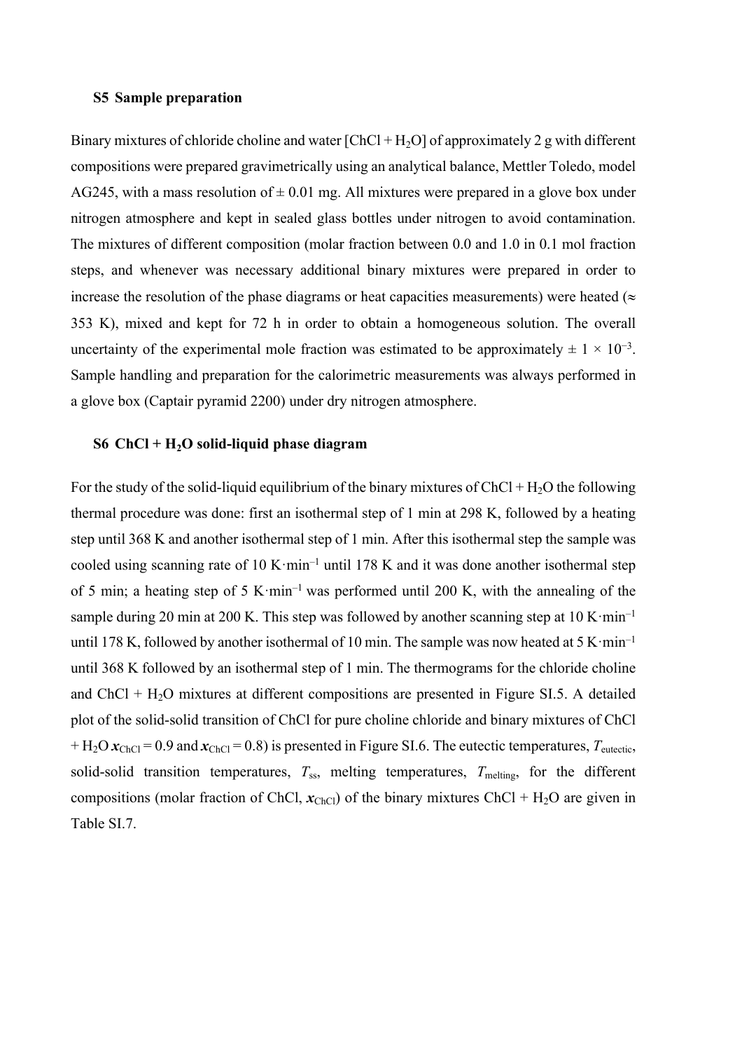## S5 Sample preparation

Binary mixtures of chloride choline and water [ChCl + $H_2O$] of approximately 2 g with different compositions were prepared gravimetrically using an analytical balance, Mettler Toledo, model AG245, with a mass resolution of ± 0.01 mg. All mixtures were prepared in a glove box under nitrogen atmosphere and kept in sealed glass bottles under nitrogen to avoid contamination. The mixtures of different composition (molar fraction between 0.0 and 1.0 in 0.1 mol fraction steps, and whenever was necessary additional binary mixtures were prepared in order to increase the resolution of the phase diagrams or heat capacities measurements) were heated (≈ 353 K), mixed and kept for 72 h in order to obtain a homogeneous solution. The overall uncertainty of the experimental mole fraction was estimated to be approximately $\pm 1 \times 10^{-3}$. Sample handling and preparation for the calorimetric measurements was always performed in a glove box (Captair pyramid 2200) under dry nitrogen atmosphere.

## S6 ChCl + $H_2O$ solid-liquid phase diagram

For the study of the solid-liquid equilibrium of the binary mixtures of ChCl + $H_2O$ the following thermal procedure was done: first an isothermal step of 1 min at 298 K, followed by a heating step until 368 K and another isothermal step of 1 min. After this isothermal step the sample was cooled using scanning rate of 10 $K \cdot min^{-1}$ until 178 K and it was done another isothermal step of 5 min; a heating step of 5 $K \cdot min^{-1}$ was performed until 200 K, with the annealing of the sample during 20 min at 200 K. This step was followed by another scanning step at 10 $K \cdot min^{-1}$ until 178 K, followed by another isothermal of 10 min. The sample was now heated at 5 $K \cdot min^{-1}$ until 368 K followed by an isothermal step of 1 min. The thermograms for the chloride choline and ChCl + $H_2O$ mixtures at different compositions are presented in Figure SI.5. A detailed plot of the solid-solid transition of ChCl for pure choline chloride and binary mixtures of ChCl + $H_2O$ $\boldsymbol{x}_{ChCl} = 0.9$ and $\boldsymbol{x}_{ChCl} = 0.8$) is presented in Figure SI.6. The eutectic temperatures, $T_{eutectic}$, solid-solid transition temperatures, $T_{ss}$, melting temperatures, $T_{melting}$, for the different compositions (molar fraction of ChCl, $\boldsymbol{x}_{ChCl}$) of the binary mixtures ChCl + $H_2O$ are given in Table SI.7.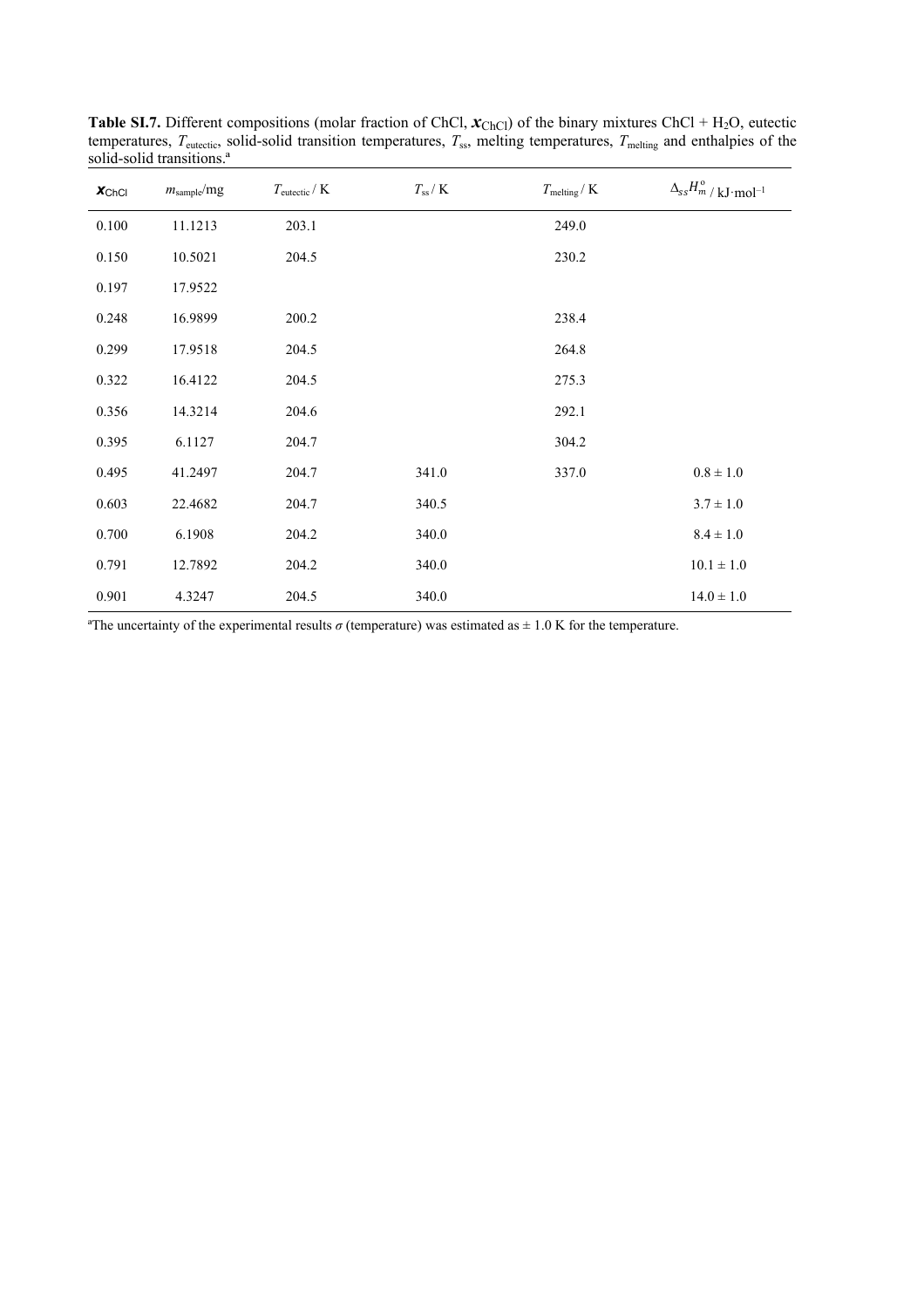**Table SI.7.** Different compositions (molar fraction of ChCl, $x_{\text{ChCl}}$) of the binary mixtures ChCl + $H_2O$, eutectic temperatures, $T_{\text{eutectic}}$, solid-solid transition temperatures, $T_{\text{ss}}$, melting temperatures, $T_{\text{melting}}$ and enthalpies of the solid-solid transitions.[a]

| $x_{\text{ChCl}}$ | $m_{\text{sample}}$/mg | $T_{\text{eutectic}}$ / K | $T_{\text{ss}}$ / K | $T_{\text{melting}}$ / K | $\Delta_{ss}H_m^{\text{o}}$ / kJ·mol$^{-1}$ |
|---|---|---|---|---|---|
| 0.100 | 11.1213 | 203.1 | | 249.0 | |
| 0.150 | 10.5021 | 204.5 | | 230.2 | |
| 0.197 | 17.9522 | | | | |
| 0.248 | 16.9899 | 200.2 | | 238.4 | |
| 0.299 | 17.9518 | 204.5 | | 264.8 | |
| 0.322 | 16.4122 | 204.5 | | 275.3 | |
| 0.356 | 14.3214 | 204.6 | | 292.1 | |
| 0.395 | 6.1127 | 204.7 | | 304.2 | |
| 0.495 | 41.2497 | 204.7 | 341.0 | 337.0 | 0.8 ± 1.0 |
| 0.603 | 22.4682 | 204.7 | 340.5 | | 3.7 ± 1.0 |
| 0.700 | 6.1908 | 204.2 | 340.0 | | 8.4 ± 1.0 |
| 0.791 | 12.7892 | 204.2 | 340.0 | | 10.1 ± 1.0 |
| 0.901 | 4.3247 | 204.5 | 340.0 | | 14.0 ± 1.0 |

[a]The uncertainty of the experimental results $\sigma$ (temperature) was estimated as ± 1.0 K for the temperature.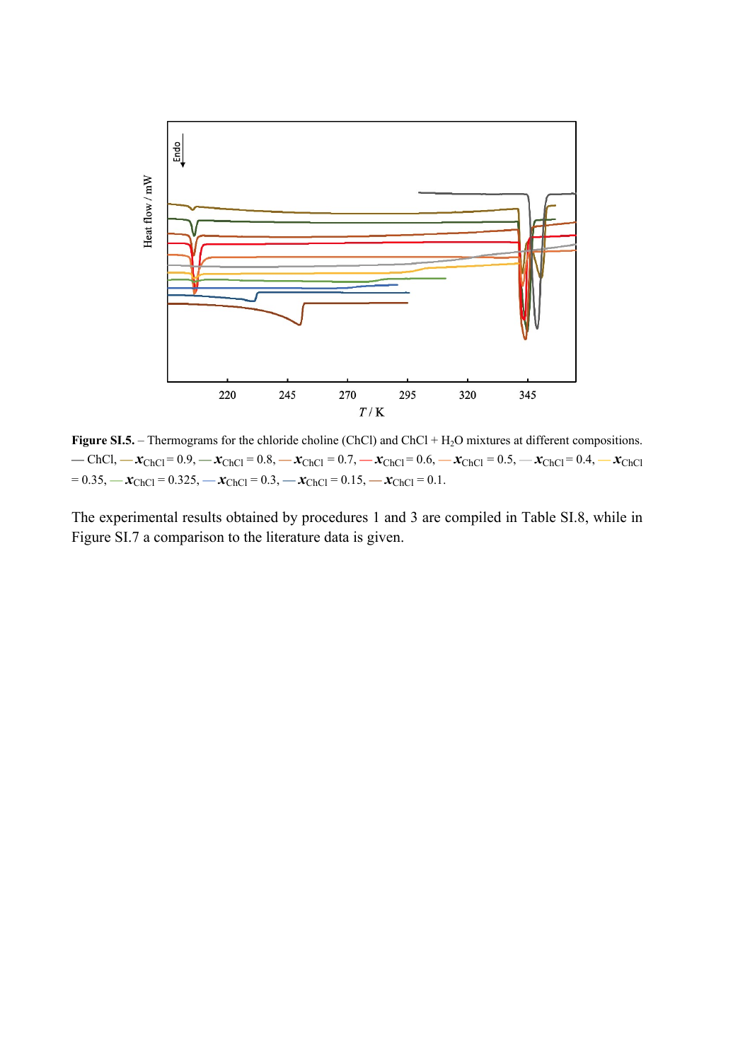**Figure SI.5.** – Thermograms for the chloride choline (ChCl) and ChCl + $H_2O$ mixtures at different compositions. — ChCl, — $x_{ChCl}$ = 0.9, — $x_{ChCl}$ = 0.8, — $x_{ChCl}$ = 0.7, — $x_{ChCl}$ = 0.6, — $x_{ChCl}$ = 0.5, — $x_{ChCl}$ = 0.4, — $x_{ChCl}$ = 0.35, — $x_{ChCl}$ = 0.325, — $x_{ChCl}$ = 0.3, — $x_{ChCl}$ = 0.15, — $x_{ChCl}$ = 0.1.

The experimental results obtained by procedures 1 and 3 are compiled in Table SI.8, while in Figure SI.7 a comparison to the literature data is given.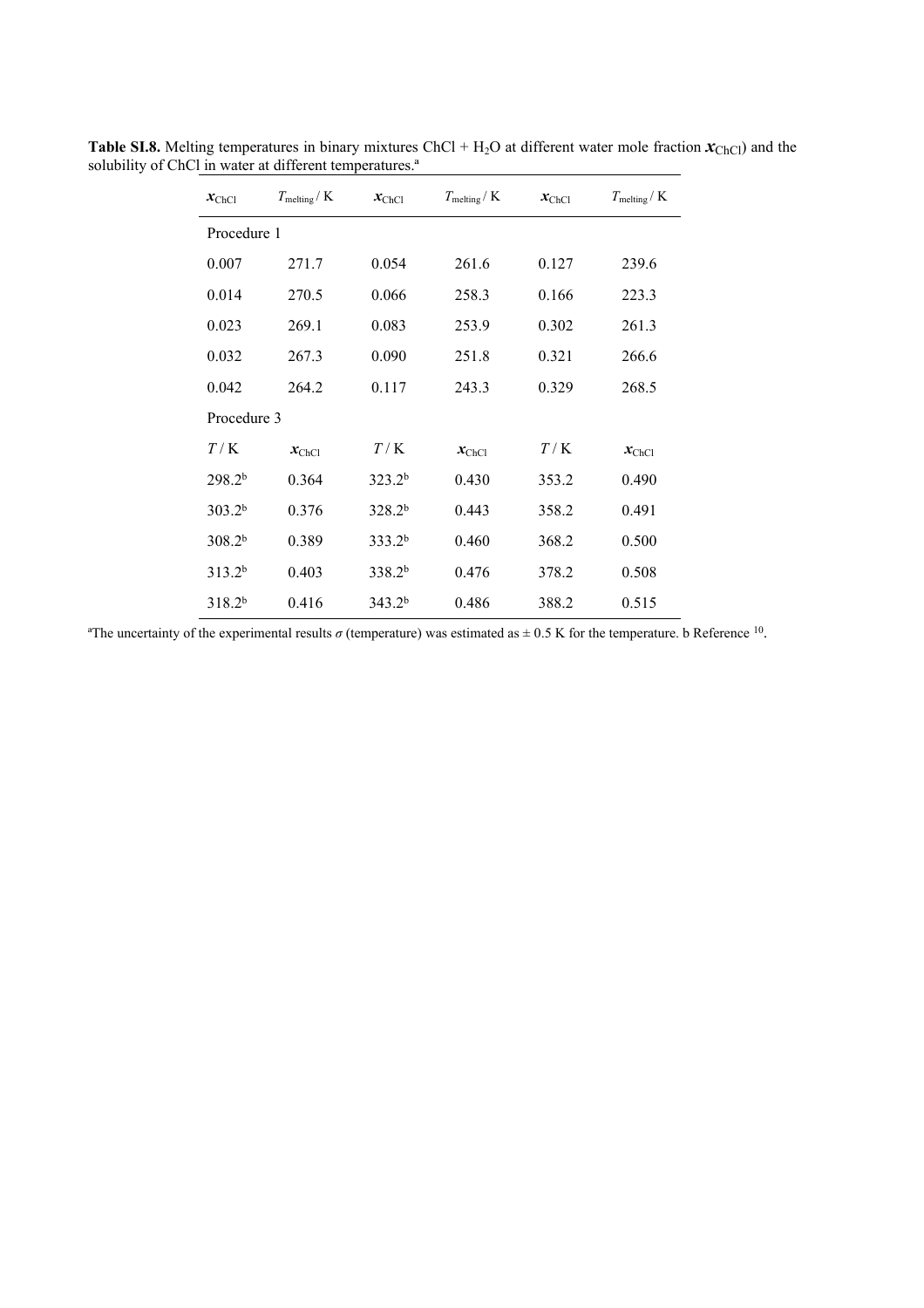**Table SI.8.** Melting temperatures in binary mixtures ChCl + $H_2O$ at different water mole fraction $x_{ChCl}$) and the solubility of ChCl in water at different temperatures.[a]

| $x_{ChCl}$ | $T_{melting}$ / K | $x_{ChCl}$ | $T_{melting}$ / K | $x_{ChCl}$ | $T_{melting}$ / K |
|---|---|---|---|---|---|
| Procedure 1 | | | | | |
| 0.007 | 271.7 | 0.054 | 261.6 | 0.127 | 239.6 |
| 0.014 | 270.5 | 0.066 | 258.3 | 0.166 | 223.3 |
| 0.023 | 269.1 | 0.083 | 253.9 | 0.302 | 261.3 |
| 0.032 | 267.3 | 0.090 | 251.8 | 0.321 | 266.6 |
| 0.042 | 264.2 | 0.117 | 243.3 | 0.329 | 268.5 |
| Procedure 3 | | | | | |
| $T$ / K | $x_{ChCl}$ | $T$ / K | $x_{ChCl}$ | $T$ / K | $x_{ChCl}$ |
| 298.2[b] | 0.364 | 323.2[b] | 0.430 | 353.2 | 0.490 |
| 303.2[b] | 0.376 | 328.2[b] | 0.443 | 358.2 | 0.491 |
| 308.2[b] | 0.389 | 333.2[b] | 0.460 | 368.2 | 0.500 |
| 313.2[b] | 0.403 | 338.2[b] | 0.476 | 378.2 | 0.508 |
| 318.2[b] | 0.416 | 343.2[b] | 0.486 | 388.2 | 0.515 |

[a]The uncertainty of the experimental results $\sigma$ (temperature) was estimated as ± 0.5 K for the temperature. b Reference [10].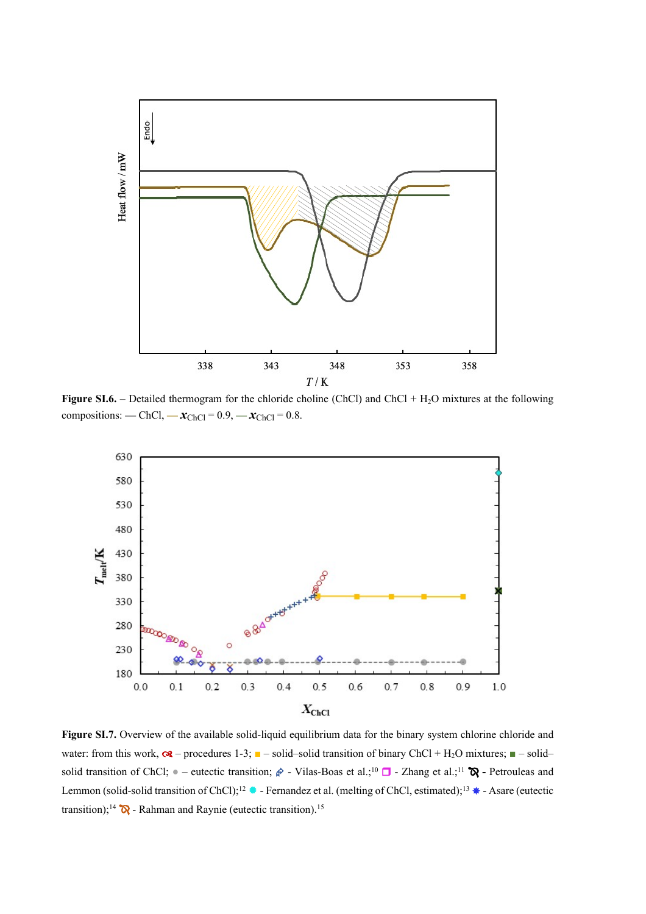**Figure SI.6.** – Detailed thermogram for the chloride choline (ChCl) and ChCl + $H_2O$ mixtures at the following compositions: — ChCl, — $x_{ChCl}$ = 0.9, — $x_{ChCl}$ = 0.8.

**Figure SI.7.** Overview of the available solid-liquid equilibrium data for the binary system chlorine chloride and water: from this work, – procedures 1-3; ■ – solid–solid transition of binary ChCl + $H_2O$ mixtures; ■ – solid–solid transition of ChCl; ● – eutectic transition; - Vilas-Boas et al.;[10] □ - Zhang et al.;[11] - Petrouleas and Lemmon (solid-solid transition of ChCl);[12] ● - Fernandez et al. (melting of ChCl, estimated);[13] ✱ - Asare (eutectic transition);[14] - Rahman and Raynie (eutectic transition).[15]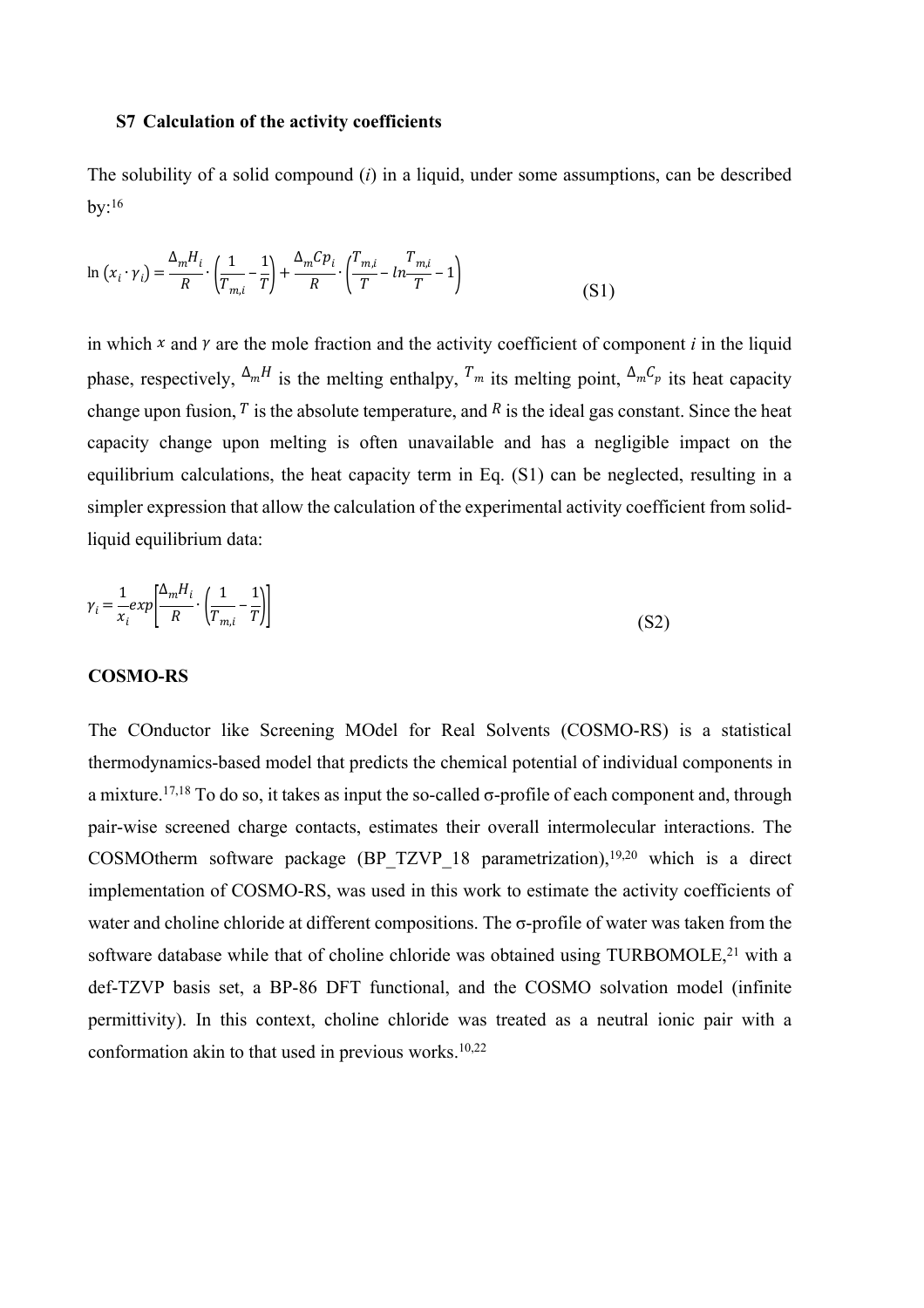## S7 Calculation of the activity coefficients

The solubility of a solid compound (*i*) in a liquid, under some assumptions, can be described by:[16]

$$\ln\left(x_i \cdot \gamma_i\right) = \frac{\Delta_m H_i}{R} \cdot \left(\frac{1}{T_{m,i}} - \frac{1}{T}\right) + \frac{\Delta_m Cp_i}{R} \cdot \left(\frac{T_{m,i}}{T} - ln\frac{T_{m,i}}{T} - 1\right) \tag{S1}$$

in which $x$ and $\gamma$ are the mole fraction and the activity coefficient of component *i* in the liquid phase, respectively, $\Delta_m H$ is the melting enthalpy, $T_m$ its melting point, $\Delta_m C_p$ its heat capacity change upon fusion, $T$ is the absolute temperature, and $R$ is the ideal gas constant. Since the heat capacity change upon melting is often unavailable and has a negligible impact on the equilibrium calculations, the heat capacity term in Eq. (S1) can be neglected, resulting in a simpler expression that allow the calculation of the experimental activity coefficient from solid-liquid equilibrium data:

$$\gamma_i = \frac{1}{x_i} exp\left[\frac{\Delta_m H_i}{R} \cdot \left(\frac{1}{T_{m,i}} - \frac{1}{T}\right)\right] \tag{S2}$$

**COSMO-RS**

The COnductor like Screening MOdel for Real Solvents (COSMO-RS) is a statistical thermodynamics-based model that predicts the chemical potential of individual components in a mixture.[17,18] To do so, it takes as input the so-called σ-profile of each component and, through pair-wise screened charge contacts, estimates their overall intermolecular interactions. The COSMOtherm software package (BP_TZVP_18 parametrization),[19,20] which is a direct implementation of COSMO-RS, was used in this work to estimate the activity coefficients of water and choline chloride at different compositions. The σ-profile of water was taken from the software database while that of choline chloride was obtained using TURBOMOLE,[21] with a def-TZVP basis set, a BP-86 DFT functional, and the COSMO solvation model (infinite permittivity). In this context, choline chloride was treated as a neutral ionic pair with a conformation akin to that used in previous works.[10,22]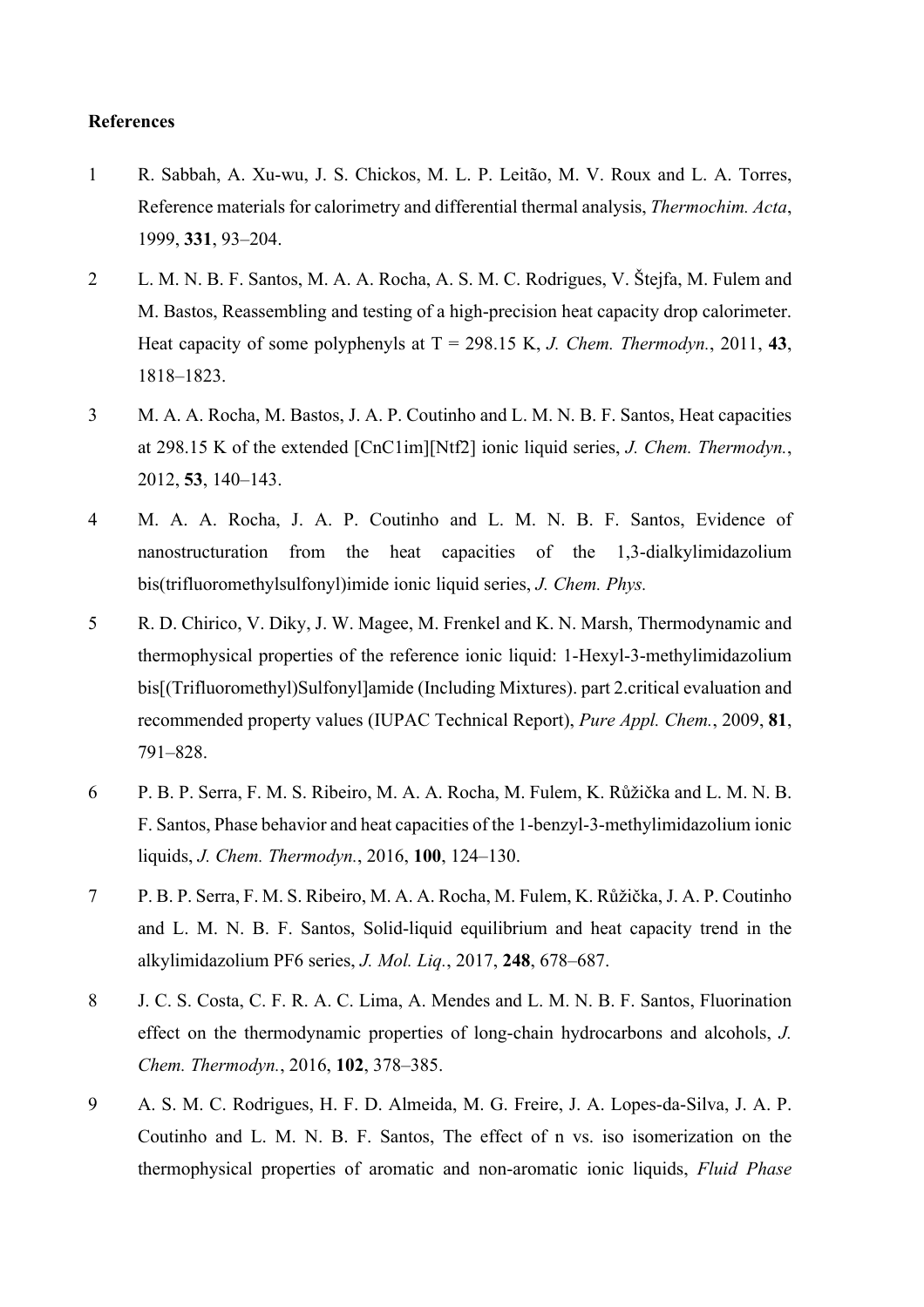**References**

1. R. Sabbah, A. Xu-wu, J. S. Chickos, M. L. P. Leitão, M. V. Roux and L. A. Torres, Reference materials for calorimetry and differential thermal analysis, *Thermochim. Acta*, 1999, **331**, 93–204.

2. L. M. N. B. F. Santos, M. A. A. Rocha, A. S. M. C. Rodrigues, V. Štejfa, M. Fulem and M. Bastos, Reassembling and testing of a high-precision heat capacity drop calorimeter. Heat capacity of some polyphenyls at T = 298.15 K, *J. Chem. Thermodyn.*, 2011, **43**, 1818–1823.

3. M. A. A. Rocha, M. Bastos, J. A. P. Coutinho and L. M. N. B. F. Santos, Heat capacities at 298.15 K of the extended [CnC1im][Ntf2] ionic liquid series, *J. Chem. Thermodyn.*, 2012, **53**, 140–143.

4. M. A. A. Rocha, J. A. P. Coutinho and L. M. N. B. F. Santos, Evidence of nanostructuration from the heat capacities of the 1,3-dialkylimidazolium bis(trifluoromethylsulfonyl)imide ionic liquid series, *J. Chem. Phys.*

5. R. D. Chirico, V. Diky, J. W. Magee, M. Frenkel and K. N. Marsh, Thermodynamic and thermophysical properties of the reference ionic liquid: 1-Hexyl-3-methylimidazolium bis[(Trifluoromethyl)Sulfonyl]amide (Including Mixtures). part 2.critical evaluation and recommended property values (IUPAC Technical Report), *Pure Appl. Chem.*, 2009, **81**, 791–828.

6. P. B. P. Serra, F. M. S. Ribeiro, M. A. A. Rocha, M. Fulem, K. Růžička and L. M. N. B. F. Santos, Phase behavior and heat capacities of the 1-benzyl-3-methylimidazolium ionic liquids, *J. Chem. Thermodyn.*, 2016, **100**, 124–130.

7. P. B. P. Serra, F. M. S. Ribeiro, M. A. A. Rocha, M. Fulem, K. Růžička, J. A. P. Coutinho and L. M. N. B. F. Santos, Solid-liquid equilibrium and heat capacity trend in the alkylimidazolium PF6 series, *J. Mol. Liq.*, 2017, **248**, 678–687.

8. J. C. S. Costa, C. F. R. A. C. Lima, A. Mendes and L. M. N. B. F. Santos, Fluorination effect on the thermodynamic properties of long-chain hydrocarbons and alcohols, *J. Chem. Thermodyn.*, 2016, **102**, 378–385.

9. A. S. M. C. Rodrigues, H. F. D. Almeida, M. G. Freire, J. A. Lopes-da-Silva, J. A. P. Coutinho and L. M. N. B. F. Santos, The effect of n vs. iso isomerization on the thermophysical properties of aromatic and non-aromatic ionic liquids, *Fluid Phase*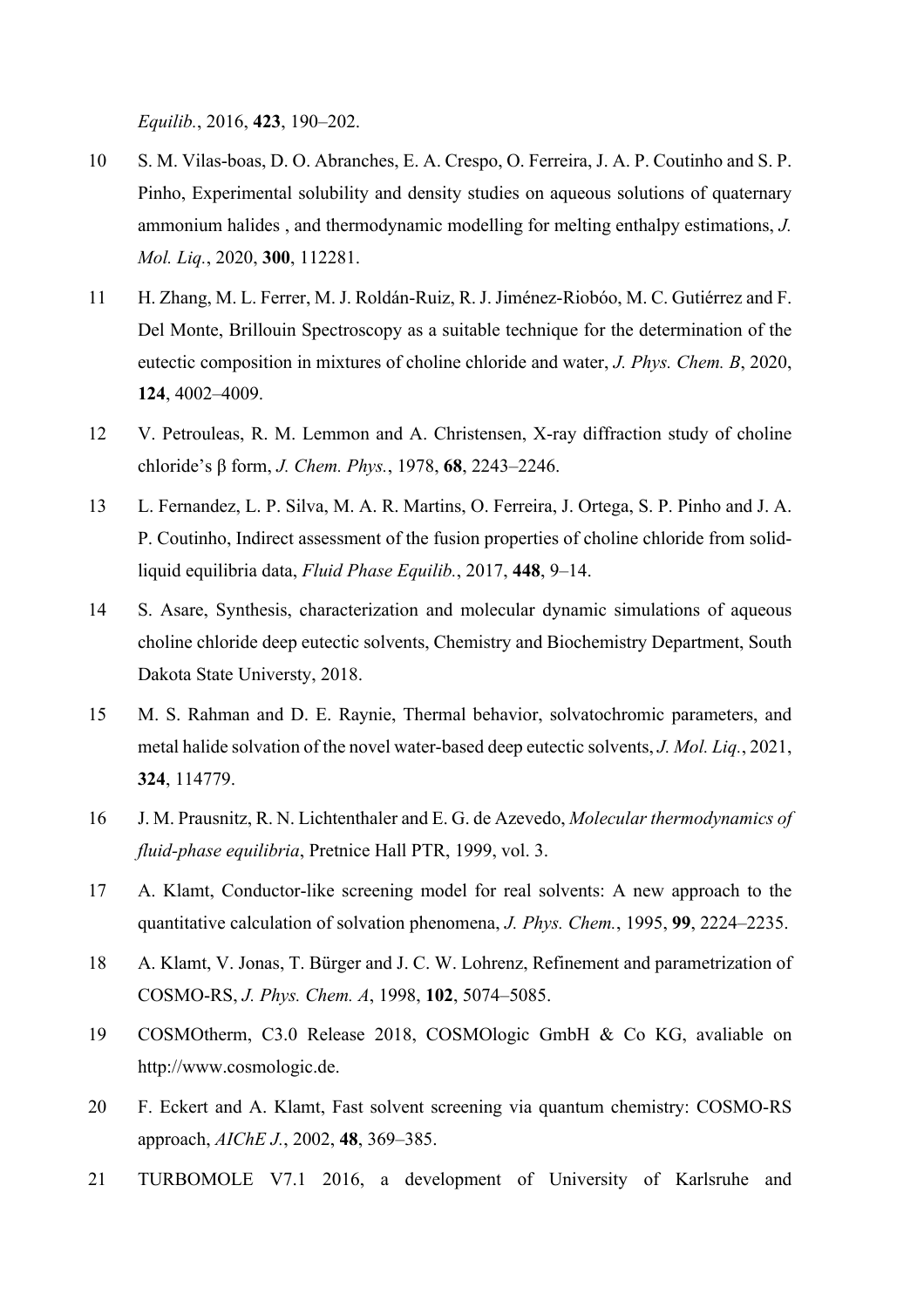*Equilib.*, 2016, **423**, 190–202.

10 S. M. Vilas-boas, D. O. Abranches, E. A. Crespo, O. Ferreira, J. A. P. Coutinho and S. P. Pinho, Experimental solubility and density studies on aqueous solutions of quaternary ammonium halides , and thermodynamic modelling for melting enthalpy estimations, *J. Mol. Liq.*, 2020, **300**, 112281.

11 H. Zhang, M. L. Ferrer, M. J. Roldán-Ruiz, R. J. Jiménez-Riobóo, M. C. Gutiérrez and F. Del Monte, Brillouin Spectroscopy as a suitable technique for the determination of the eutectic composition in mixtures of choline chloride and water, *J. Phys. Chem. B*, 2020, **124**, 4002–4009.

12 V. Petrouleas, R. M. Lemmon and A. Christensen, X-ray diffraction study of choline chloride's β form, *J. Chem. Phys.*, 1978, **68**, 2243–2246.

13 L. Fernandez, L. P. Silva, M. A. R. Martins, O. Ferreira, J. Ortega, S. P. Pinho and J. A. P. Coutinho, Indirect assessment of the fusion properties of choline chloride from solid-liquid equilibria data, *Fluid Phase Equilib.*, 2017, **448**, 9–14.

14 S. Asare, Synthesis, characterization and molecular dynamic simulations of aqueous choline chloride deep eutectic solvents, Chemistry and Biochemistry Department, South Dakota State Universty, 2018.

15 M. S. Rahman and D. E. Raynie, Thermal behavior, solvatochromic parameters, and metal halide solvation of the novel water-based deep eutectic solvents, *J. Mol. Liq.*, 2021, **324**, 114779.

16 J. M. Prausnitz, R. N. Lichtenthaler and E. G. de Azevedo, *Molecular thermodynamics of fluid-phase equilibria*, Pretnice Hall PTR, 1999, vol. 3.

17 A. Klamt, Conductor-like screening model for real solvents: A new approach to the quantitative calculation of solvation phenomena, *J. Phys. Chem.*, 1995, **99**, 2224–2235.

18 A. Klamt, V. Jonas, T. Bürger and J. C. W. Lohrenz, Refinement and parametrization of COSMO-RS, *J. Phys. Chem. A*, 1998, **102**, 5074–5085.

19 COSMOtherm, C3.0 Release 2018, COSMOlogic GmbH & Co KG, avaliable on http://www.cosmologic.de.

20 F. Eckert and A. Klamt, Fast solvent screening via quantum chemistry: COSMO-RS approach, *AIChE J.*, 2002, **48**, 369–385.

21 TURBOMOLE V7.1 2016, a development of University of Karlsruhe and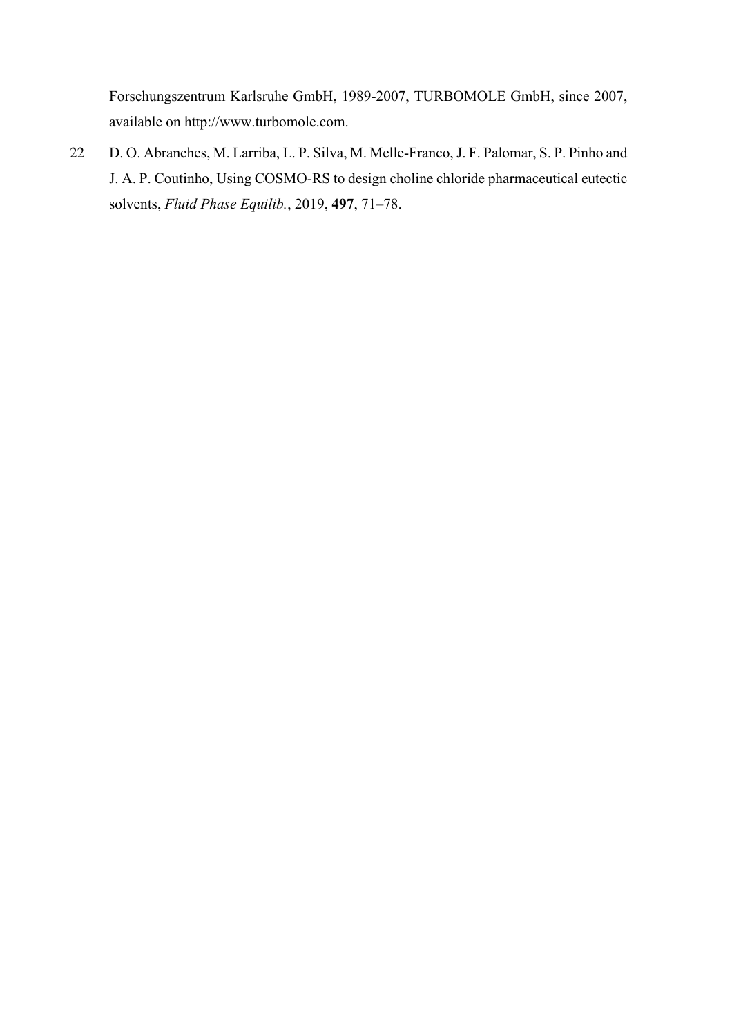Forschungszentrum Karlsruhe GmbH, 1989-2007, TURBOMOLE GmbH, since 2007, available on http://www.turbomole.com.

22 D. O. Abranches, M. Larriba, L. P. Silva, M. Melle-Franco, J. F. Palomar, S. P. Pinho and J. A. P. Coutinho, Using COSMO-RS to design choline chloride pharmaceutical eutectic solvents, *Fluid Phase Equilib.*, 2019, **497**, 71–78.